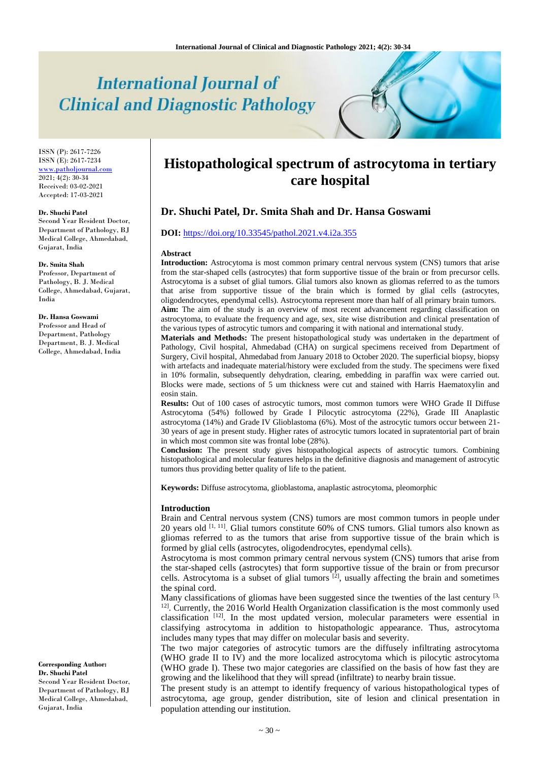# International Journal of Clinical and Diagnostic Pathology

ISSN (P): 2617-7226
ISSN (E): 2617-7234
www.patholjournal.com
2021; 4(2): 30-34
Received: 03-02-2021
Accepted: 17-03-2021

**Dr. Shuchi Patel**
Second Year Resident Doctor, Department of Pathology, BJ Medical College, Ahmedabad, Gujarat, India

**Dr. Smita Shah**
Professor, Department of Pathology, B. J. Medical College, Ahmedabad, Gujarat, India

**Dr. Hansa Goswami**
Professor and Head of Department, Pathology Department, B. J. Medical College, Ahmedabad, India

**Corresponding Author:**
**Dr. Shuchi Patel**
Second Year Resident Doctor, Department of Pathology, BJ Medical College, Ahmedabad, Gujarat, India

# Histopathological spectrum of astrocytoma in tertiary care hospital

## Dr. Shuchi Patel, Dr. Smita Shah and Dr. Hansa Goswami

**DOI:** https://doi.org/10.33545/pathol.2021.v4.i2a.355

### Abstract

**Introduction:** Astrocytoma is most common primary central nervous system (CNS) tumors that arise from the star-shaped cells (astrocytes) that form supportive tissue of the brain or from precursor cells. Astrocytoma is a subset of glial tumors. Glial tumors also known as gliomas referred to as the tumors that arise from supportive tissue of the brain which is formed by glial cells (astrocytes, oligodendrocytes, ependymal cells). Astrocytoma represent more than half of all primary brain tumors.

**Aim:** The aim of the study is an overview of most recent advancement regarding classification on astrocytoma, to evaluate the frequency and age, sex, site wise distribution and clinical presentation of the various types of astrocytic tumors and comparing it with national and international study.

**Materials and Methods:** The present histopathological study was undertaken in the department of Pathology, Civil hospital, Ahmedabad (CHA) on surgical specimens received from Department of Surgery, Civil hospital, Ahmedabad from January 2018 to October 2020. The superficial biopsy, biopsy with artefacts and inadequate material/history were excluded from the study. The specimens were fixed in 10% formalin, subsequently dehydration, clearing, embedding in paraffin wax were carried out. Blocks were made, sections of 5 um thickness were cut and stained with Harris Haematoxylin and eosin stain.

**Results:** Out of 100 cases of astrocytic tumors, most common tumors were WHO Grade II Diffuse Astrocytoma (54%) followed by Grade I Pilocytic astrocytoma (22%), Grade III Anaplastic astrocytoma (14%) and Grade IV Glioblastoma (6%). Most of the astrocytic tumors occur between 21-30 years of age in present study. Higher rates of astrocytic tumors located in supratentorial part of brain in which most common site was frontal lobe (28%).

**Conclusion:** The present study gives histopathological aspects of astrocytic tumors. Combining histopathological and molecular features helps in the definitive diagnosis and management of astrocytic tumors thus providing better quality of life to the patient.

**Keywords:** Diffuse astrocytoma, glioblastoma, anaplastic astrocytoma, pleomorphic

### Introduction

Brain and Central nervous system (CNS) tumors are most common tumors in people under 20 years old [1, 11]. Glial tumors constitute 60% of CNS tumors. Glial tumors also known as gliomas referred to as the tumors that arise from supportive tissue of the brain which is formed by glial cells (astrocytes, oligodendrocytes, ependymal cells).

Astrocytoma is most common primary central nervous system (CNS) tumors that arise from the star-shaped cells (astrocytes) that form supportive tissue of the brain or from precursor cells. Astrocytoma is a subset of glial tumors [2], usually affecting the brain and sometimes the spinal cord.

Many classifications of gliomas have been suggested since the twenties of the last century [3, 12]. Currently, the 2016 World Health Organization classification is the most commonly used classification [12]. In the most updated version, molecular parameters were essential in classifying astrocytoma in addition to histopathologic appearance. Thus, astrocytoma includes many types that may differ on molecular basis and severity.

The two major categories of astrocytic tumors are the diffusely infiltrating astrocytoma (WHO grade II to IV) and the more localized astrocytoma which is pilocytic astrocytoma (WHO grade I). These two major categories are classified on the basis of how fast they are growing and the likelihood that they will spread (infiltrate) to nearby brain tissue.

The present study is an attempt to identify frequency of various histopathological types of astrocytoma, age group, gender distribution, site of lesion and clinical presentation in population attending our institution.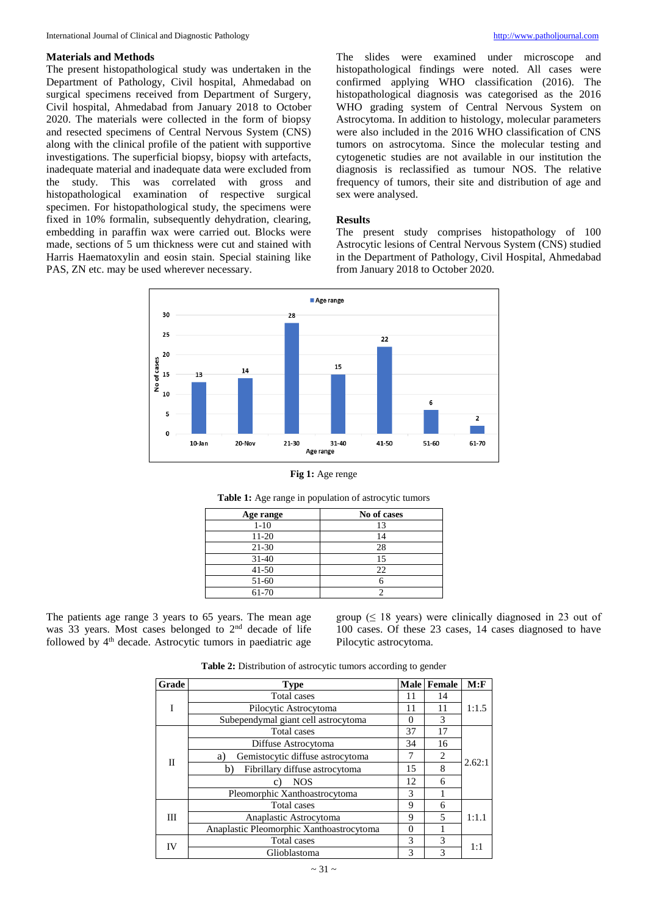### Materials and Methods

The present histopathological study was undertaken in the Department of Pathology, Civil hospital, Ahmedabad on surgical specimens received from Department of Surgery, Civil hospital, Ahmedabad from January 2018 to October 2020. The materials were collected in the form of biopsy and resected specimens of Central Nervous System (CNS) along with the clinical profile of the patient with supportive investigations. The superficial biopsy, biopsy with artefacts, inadequate material and inadequate data were excluded from the study. This was correlated with gross and histopathological examination of respective surgical specimen. For histopathological study, the specimens were fixed in 10% formalin, subsequently dehydration, clearing, embedding in paraffin wax were carried out. Blocks were made, sections of 5 um thickness were cut and stained with Harris Haematoxylin and eosin stain. Special staining like PAS, ZN etc. may be used wherever necessary.

The slides were examined under microscope and histopathological findings were noted. All cases were confirmed applying WHO classification (2016). The histopathological diagnosis was categorised as the 2016 WHO grading system of Central Nervous System on Astrocytoma. In addition to histology, molecular parameters were also included in the 2016 WHO classification of CNS tumors on astrocytoma. Since the molecular testing and cytogenetic studies are not available in our institution the diagnosis is reclassified as tumour NOS. The relative frequency of tumors, their site and distribution of age and sex were analysed.

### Results

The present study comprises histopathology of 100 Astrocytic lesions of Central Nervous System (CNS) studied in the Department of Pathology, Civil Hospital, Ahmedabad from January 2018 to October 2020.

**Fig 1:** Age renge

**Table 1:** Age range in population of astrocytic tumors

| Age range | No of cases |
|---|---|
| 1-10 | 13 |
| 11-20 | 14 |
| 21-30 | 28 |
| 31-40 | 15 |
| 41-50 | 22 |
| 51-60 | 6 |
| 61-70 | 2 |

The patients age range 3 years to 65 years. The mean age was 33 years. Most cases belonged to 2nd decade of life followed by 4th decade. Astrocytic tumors in paediatric age group (≤ 18 years) were clinically diagnosed in 23 out of 100 cases. Of these 23 cases, 14 cases diagnosed to have Pilocytic astrocytoma.

**Table 2:** Distribution of astrocytic tumors according to gender

| Grade | Type | Male | Female | M:F |
|---|---|---|---|---|
| I | Total cases | 11 | 14 | 1:1.5 |
| | Pilocytic Astrocytoma | 11 | 11 | |
| | Subependymal giant cell astrocytoma | 0 | 3 | |
| II | Total cases | 37 | 17 | 2.62:1 |
| | Diffuse Astrocytoma | 34 | 16 | |
| | a) Gemistocytic diffuse astrocytoma | 7 | 2 | |
| | b) Fibrillary diffuse astrocytoma | 15 | 8 | |
| | c) NOS | 12 | 6 | |
| | Pleomorphic Xanthoastrocytoma | 3 | 1 | |
| III | Total cases | 9 | 6 | 1:1.1 |
| | Anaplastic Astrocytoma | 9 | 5 | |
| | Anaplastic Pleomorphic Xanthoastrocytoma | 0 | 1 | |
| IV | Total cases | 3 | 3 | 1:1 |
| | Glioblastoma | 3 | 3 | |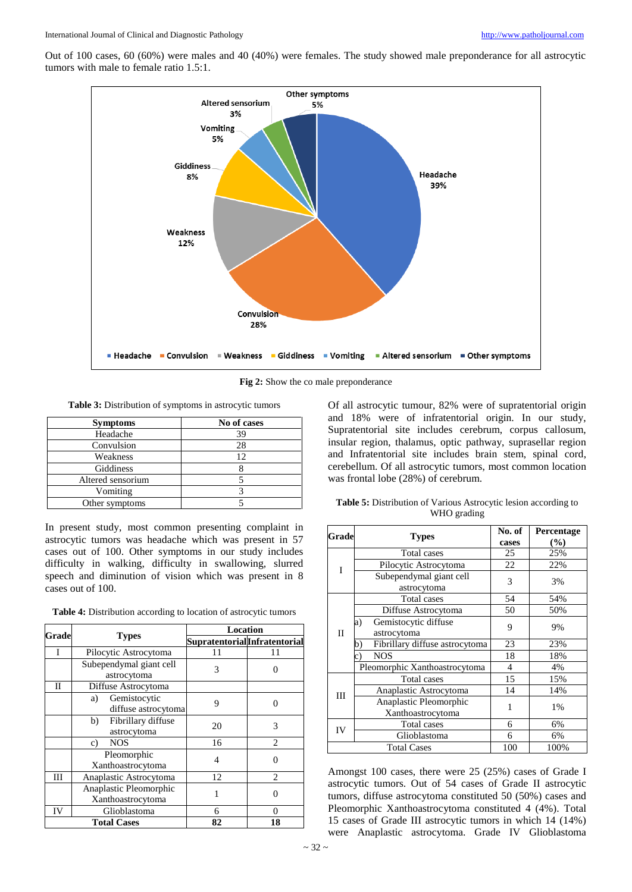Out of 100 cases, 60 (60%) were males and 40 (40%) were females. The study showed male preponderance for all astrocytic tumors with male to female ratio 1.5:1.

**Fig 2:** Show the co male preponderance

**Table 3:** Distribution of symptoms in astrocytic tumors

| Symptoms | No of cases |
|---|---|
| Headache | 39 |
| Convulsion | 28 |
| Weakness | 12 |
| Giddiness | 8 |
| Altered sensorium | 5 |
| Vomiting | 3 |
| Other symptoms | 5 |

In present study, most common presenting complaint in astrocytic tumors was headache which was present in 57 cases out of 100. Other symptoms in our study includes difficulty in walking, difficulty in swallowing, slurred speech and diminution of vision which was present in 8 cases out of 100.

**Table 4:** Distribution according to location of astrocytic tumors

| Grade | Types | Location | |
|---|---|---|---|
| | | Supratentorial | Infratentorial |
| I | Pilocytic Astrocytoma | 11 | 11 |
| | Subependymal giant cell astrocytoma | 3 | 0 |
| II | Diffuse Astrocytoma | | |
| | a) Gemistocytic diffuse astrocytoma | 9 | 0 |
| | b) Fibrillary diffuse astrocytoma | 20 | 3 |
| | c) NOS | 16 | 2 |
| | Pleomorphic Xanthoastrocytoma | 4 | 0 |
| III | Anaplastic Astrocytoma | 12 | 2 |
| | Anaplastic Pleomorphic Xanthoastrocytoma | 1 | 0 |
| IV | Glioblastoma | 6 | 0 |
| **Total Cases** | | **82** | **18** |

Of all astrocytic tumour, 82% were of supratentorial origin and 18% were of infratentorial origin. In our study, Supratentorial site includes cerebrum, corpus callosum, insular region, thalamus, optic pathway, suprasellar region and Infratentorial site includes brain stem, spinal cord, cerebellum. Of all astrocytic tumors, most common location was frontal lobe (28%) of cerebrum.

**Table 5:** Distribution of Various Astrocytic lesion according to WHO grading

| Grade | Types | No. of cases | Percentage (%) |
|---|---|---|---|
| I | Total cases | 25 | 25% |
| | Pilocytic Astrocytoma | 22 | 22% |
| | Subependymal giant cell astrocytoma | 3 | 3% |
| II | Total cases | 54 | 54% |
| | Diffuse Astrocytoma | 50 | 50% |
| | a) Gemistocytic diffuse astrocytoma | 9 | 9% |
| | b) Fibrillary diffuse astrocytoma | 23 | 23% |
| | c) NOS | 18 | 18% |
| | Pleomorphic Xanthoastrocytoma | 4 | 4% |
| III | Total cases | 15 | 15% |
| | Anaplastic Astrocytoma | 14 | 14% |
| | Anaplastic Pleomorphic Xanthoastrocytoma | 1 | 1% |
| IV | Total cases | 6 | 6% |
| | Glioblastoma | 6 | 6% |
| | Total Cases | 100 | 100% |

Amongst 100 cases, there were 25 (25%) cases of Grade I astrocytic tumors. Out of 54 cases of Grade II astrocytic tumors, diffuse astrocytoma constituted 50 (50%) cases and Pleomorphic Xanthoastrocytoma constituted 4 (4%). Total 15 cases of Grade III astrocytic tumors in which 14 (14%) were Anaplastic astrocytoma. Grade IV Glioblastoma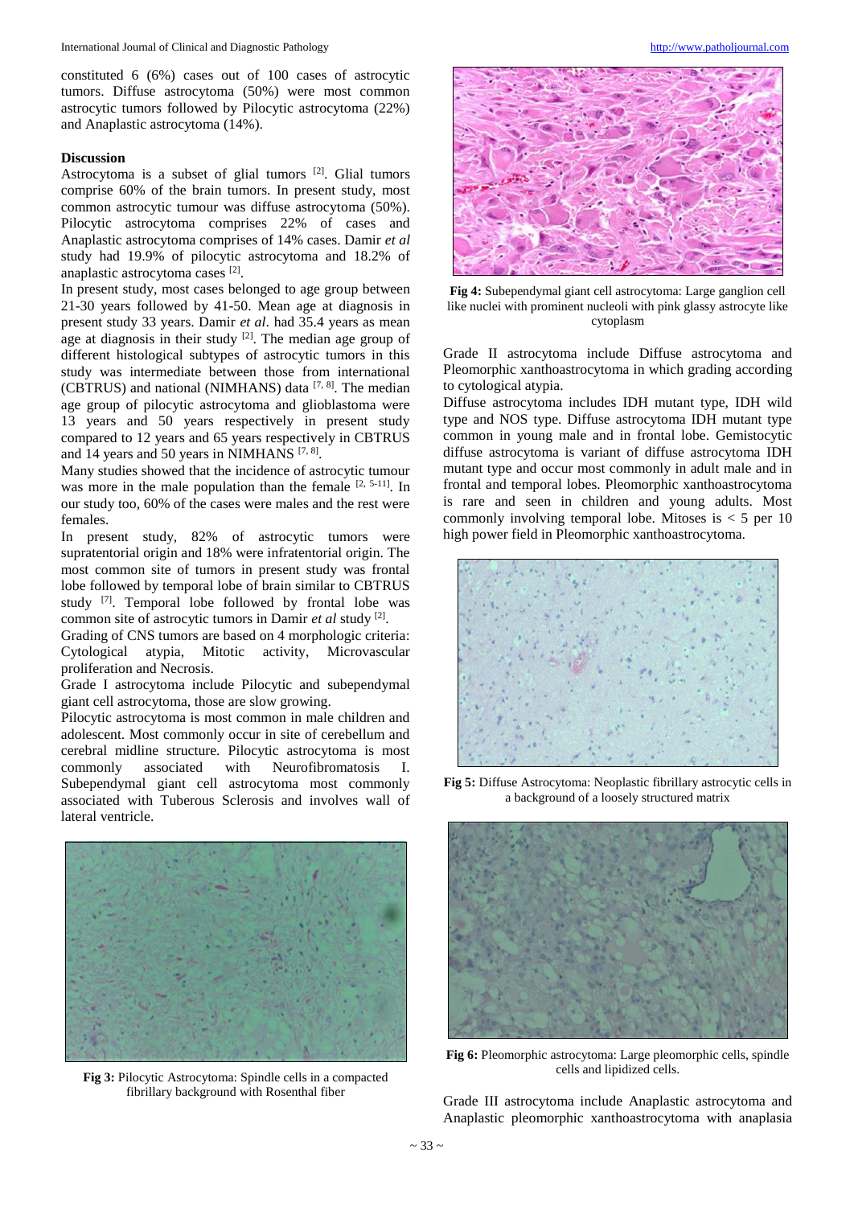constituted 6 (6%) cases out of 100 cases of astrocytic tumors. Diffuse astrocytoma (50%) were most common astrocytic tumors followed by Pilocytic astrocytoma (22%) and Anaplastic astrocytoma (14%).

**Discussion**

Astrocytoma is a subset of glial tumors [2]. Glial tumors comprise 60% of the brain tumors. In present study, most common astrocytic tumour was diffuse astrocytoma (50%). Pilocytic astrocytoma comprises 22% of cases and Anaplastic astrocytoma comprises of 14% cases. Damir *et al* study had 19.9% of pilocytic astrocytoma and 18.2% of anaplastic astrocytoma cases [2].

In present study, most cases belonged to age group between 21-30 years followed by 41-50. Mean age at diagnosis in present study 33 years. Damir *et al*. had 35.4 years as mean age at diagnosis in their study [2]. The median age group of different histological subtypes of astrocytic tumors in this study was intermediate between those from international (CBTRUS) and national (NIMHANS) data [7, 8]. The median age group of pilocytic astrocytoma and glioblastoma were 13 years and 50 years respectively in present study compared to 12 years and 65 years respectively in CBTRUS and 14 years and 50 years in NIMHANS [7, 8].

Many studies showed that the incidence of astrocytic tumour was more in the male population than the female [2, 5-11]. In our study too, 60% of the cases were males and the rest were females.

In present study, 82% of astrocytic tumors were supratentorial origin and 18% were infratentorial origin. The most common site of tumors in present study was frontal lobe followed by temporal lobe of brain similar to CBTRUS study [7]. Temporal lobe followed by frontal lobe was common site of astrocytic tumors in Damir *et al* study [2].

Grading of CNS tumors are based on 4 morphologic criteria: Cytological atypia, Mitotic activity, Microvascular proliferation and Necrosis.

Grade I astrocytoma include Pilocytic and subependymal giant cell astrocytoma, those are slow growing.

Pilocytic astrocytoma is most common in male children and adolescent. Most commonly occur in site of cerebellum and cerebral midline structure. Pilocytic astrocytoma is most commonly associated with Neurofibromatosis I. Subependymal giant cell astrocytoma most commonly associated with Tuberous Sclerosis and involves wall of lateral ventricle.

**Fig 3:** Pilocytic Astrocytoma: Spindle cells in a compacted fibrillary background with Rosenthal fiber

**Fig 4:** Subependymal giant cell astrocytoma: Large ganglion cell like nuclei with prominent nucleoli with pink glassy astrocyte like cytoplasm

Grade II astrocytoma include Diffuse astrocytoma and Pleomorphic xanthoastrocytoma in which grading according to cytological atypia.

Diffuse astrocytoma includes IDH mutant type, IDH wild type and NOS type. Diffuse astrocytoma IDH mutant type common in young male and in frontal lobe. Gemistocytic diffuse astrocytoma is variant of diffuse astrocytoma IDH mutant type and occur most commonly in adult male and in frontal and temporal lobes. Pleomorphic xanthoastrocytoma is rare and seen in children and young adults. Most commonly involving temporal lobe. Mitoses is < 5 per 10 high power field in Pleomorphic xanthoastrocytoma.

**Fig 5:** Diffuse Astrocytoma: Neoplastic fibrillary astrocytic cells in a background of a loosely structured matrix

**Fig 6:** Pleomorphic astrocytoma: Large pleomorphic cells, spindle cells and lipidized cells.

Grade III astrocytoma include Anaplastic astrocytoma and Anaplastic pleomorphic xanthoastrocytoma with anaplasia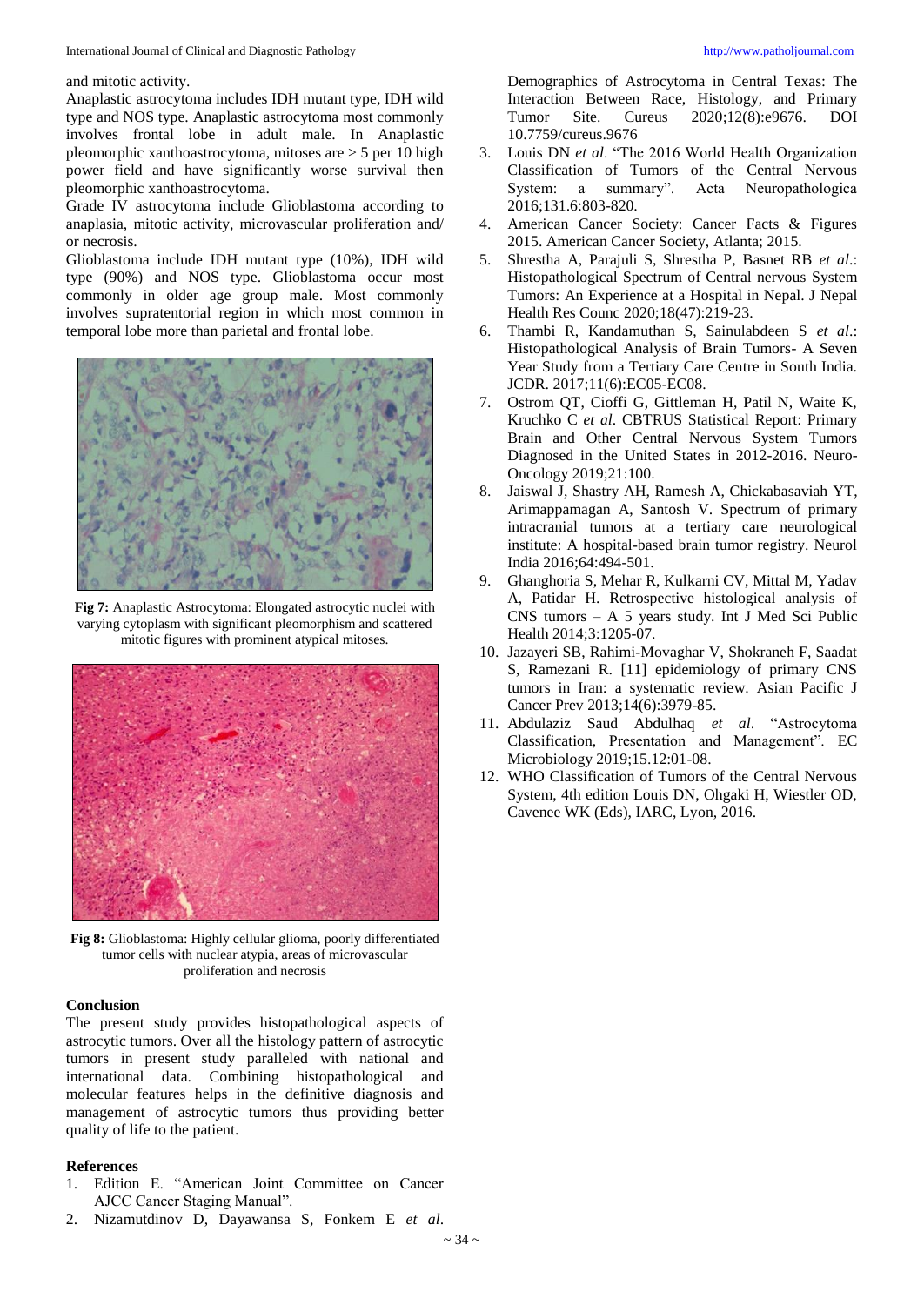and mitotic activity.

Anaplastic astrocytoma includes IDH mutant type, IDH wild type and NOS type. Anaplastic astrocytoma most commonly involves frontal lobe in adult male. In Anaplastic pleomorphic xanthoastrocytoma, mitoses are > 5 per 10 high power field and have significantly worse survival then pleomorphic xanthoastrocytoma.

Grade IV astrocytoma include Glioblastoma according to anaplasia, mitotic activity, microvascular proliferation and/ or necrosis.

Glioblastoma include IDH mutant type (10%), IDH wild type (90%) and NOS type. Glioblastoma occur most commonly in older age group male. Most commonly involves supratentorial region in which most common in temporal lobe more than parietal and frontal lobe.

**Fig 7:** Anaplastic Astrocytoma: Elongated astrocytic nuclei with varying cytoplasm with significant pleomorphism and scattered mitotic figures with prominent atypical mitoses.

**Fig 8:** Glioblastoma: Highly cellular glioma, poorly differentiated tumor cells with nuclear atypia, areas of microvascular proliferation and necrosis

## Conclusion

The present study provides histopathological aspects of astrocytic tumors. Over all the histology pattern of astrocytic tumors in present study paralleled with national and international data. Combining histopathological and molecular features helps in the definitive diagnosis and management of astrocytic tumors thus providing better quality of life to the patient.

## References

1. Edition E. "American Joint Committee on Cancer AJCC Cancer Staging Manual".
2. Nizamutdinov D, Dayawansa S, Fonkem E *et al*. Demographics of Astrocytoma in Central Texas: The Interaction Between Race, Histology, and Primary Tumor Site. Cureus 2020;12(8):e9676. DOI 10.7759/cureus.9676
3. Louis DN *et al*. "The 2016 World Health Organization Classification of Tumors of the Central Nervous System: a summary". Acta Neuropathologica 2016;131.6:803-820.
4. American Cancer Society: Cancer Facts & Figures 2015. American Cancer Society, Atlanta; 2015.
5. Shrestha A, Parajuli S, Shrestha P, Basnet RB *et al*.: Histopathological Spectrum of Central nervous System Tumors: An Experience at a Hospital in Nepal. J Nepal Health Res Counc 2020;18(47):219-23.
6. Thambi R, Kandamuthan S, Sainulabdeen S *et al*.: Histopathological Analysis of Brain Tumors- A Seven Year Study from a Tertiary Care Centre in South India. JCDR. 2017;11(6):EC05-EC08.
7. Ostrom QT, Cioffi G, Gittleman H, Patil N, Waite K, Kruchko C *et al*. CBTRUS Statistical Report: Primary Brain and Other Central Nervous System Tumors Diagnosed in the United States in 2012-2016. Neuro-Oncology 2019;21:100.
8. Jaiswal J, Shastry AH, Ramesh A, Chickabasaviah YT, Arimappamagan A, Santosh V. Spectrum of primary intracranial tumors at a tertiary care neurological institute: A hospital-based brain tumor registry. Neurol India 2016;64:494-501.
9. Ghanghoria S, Mehar R, Kulkarni CV, Mittal M, Yadav A, Patidar H. Retrospective histological analysis of CNS tumors – A 5 years study. Int J Med Sci Public Health 2014;3:1205-07.
10. Jazayeri SB, Rahimi-Movaghar V, Shokraneh F, Saadat S, Ramezani R. [11] epidemiology of primary CNS tumors in Iran: a systematic review. Asian Pacific J Cancer Prev 2013;14(6):3979-85.
11. Abdulaziz Saud Abdulhaq *et al*. "Astrocytoma Classification, Presentation and Management". EC Microbiology 2019;15.12:01-08.
12. WHO Classification of Tumors of the Central Nervous System, 4th edition Louis DN, Ohgaki H, Wiestler OD, Cavenee WK (Eds), IARC, Lyon, 2016.